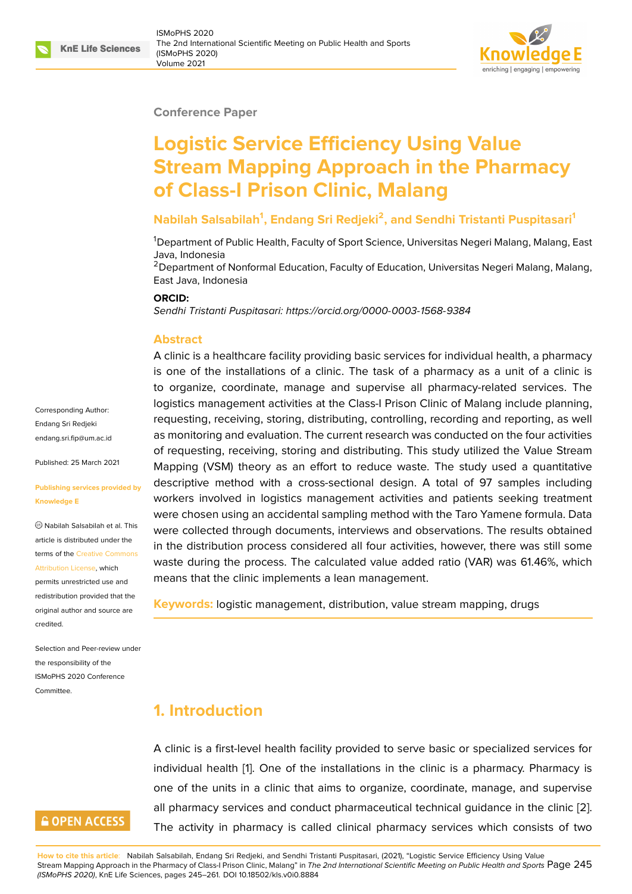Conference Paper

# Logistic Service Efficiency Using Value Stream Mapping Approach in the Pharmacy of Class-I Prison Clinic, Malang

**Nabilah Salsabilah[1], Endang Sri Redjeki[2], and Sendhi Tristanti Puspitasari[1]**

[1]Department of Public Health, Faculty of Sport Science, Universitas Negeri Malang, Malang, East Java, Indonesia

[2]Department of Nonformal Education, Faculty of Education, Universitas Negeri Malang, Malang, East Java, Indonesia

**ORCID:**

*Sendhi Tristanti Puspitasari: https://orcid.org/0000-0003-1568-9384*

Corresponding Author: Endang Sri Redjeki endang.sri.fip@um.ac.id

Published: 25 March 2021

Publishing services provided by Knowledge E

© Nabilah Salsabilah et al. This article is distributed under the terms of the Creative Commons Attribution License, which permits unrestricted use and redistribution provided that the original author and source are credited.

Selection and Peer-review under the responsibility of the ISMoPHS 2020 Conference Committee.

## Abstract

A clinic is a healthcare facility providing basic services for individual health, a pharmacy is one of the installations of a clinic. The task of a pharmacy as a unit of a clinic is to organize, coordinate, manage and supervise all pharmacy-related services. The logistics management activities at the Class-I Prison Clinic of Malang include planning, requesting, receiving, storing, distributing, controlling, recording and reporting, as well as monitoring and evaluation. The current research was conducted on the four activities of requesting, receiving, storing and distributing. This study utilized the Value Stream Mapping (VSM) theory as an effort to reduce waste. The study used a quantitative descriptive method with a cross-sectional design. A total of 97 samples including workers involved in logistics management activities and patients seeking treatment were chosen using an accidental sampling method with the Taro Yamene formula. Data were collected through documents, interviews and observations. The results obtained in the distribution process considered all four activities, however, there was still some waste during the process. The calculated value added ratio (VAR) was 61.46%, which means that the clinic implements a lean management.

**Keywords:** logistic management, distribution, value stream mapping, drugs

## 1. Introduction

A clinic is a first-level health facility provided to serve basic or specialized services for individual health [1]. One of the installations in the clinic is a pharmacy. Pharmacy is one of the units in a clinic that aims to organize, coordinate, manage, and supervise all pharmacy services and conduct pharmaceutical technical guidance in the clinic [2]. The activity in pharmacy is called clinical pharmacy services which consists of two

How to cite this article: Nabilah Salsabilah, Endang Sri Redjeki, and Sendhi Tristanti Puspitasari, (2021), "Logistic Service Efficiency Using Value Stream Mapping Approach in the Pharmacy of Class-I Prison Clinic, Malang" in *The 2nd International Scientific Meeting on Public Health and Sports (ISMoPHS 2020)*, KnE Life Sciences, pages 245–261. DOI 10.18502/kls.v0i0.8884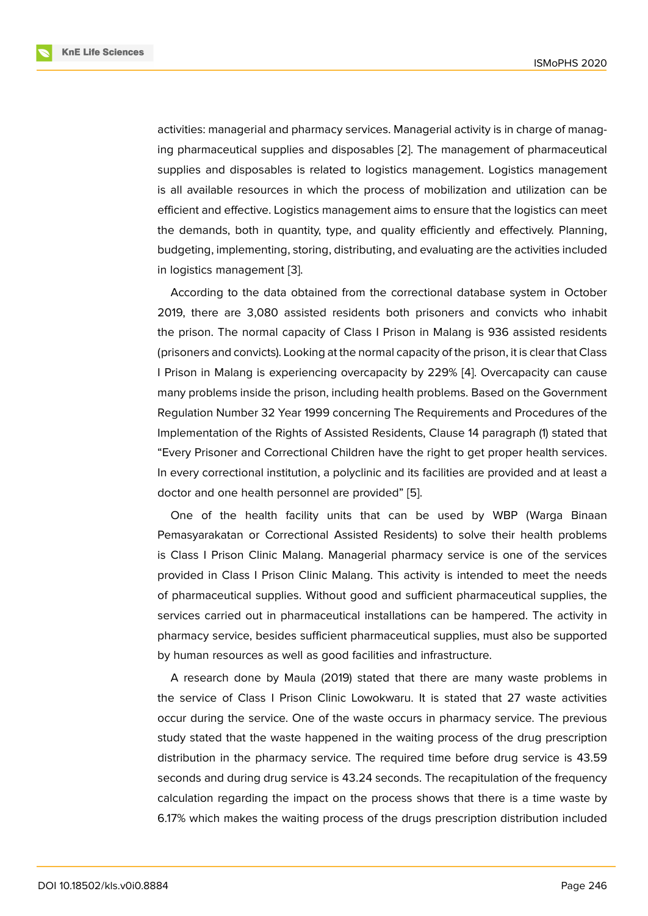activities: managerial and pharmacy services. Managerial activity is in charge of managing pharmaceutical supplies and disposables [2]. The management of pharmaceutical supplies and disposables is related to logistics management. Logistics management is all available resources in which the process of mobilization and utilization can be efficient and effective. Logistics management aims to ensure that the logistics can meet the demands, both in quantity, type, and quality efficiently and effectively. Planning, budgeting, implementing, storing, distributing, and evaluating are the activities included in logistics management [3].

According to the data obtained from the correctional database system in October 2019, there are 3,080 assisted residents both prisoners and convicts who inhabit the prison. The normal capacity of Class I Prison in Malang is 936 assisted residents (prisoners and convicts). Looking at the normal capacity of the prison, it is clear that Class I Prison in Malang is experiencing overcapacity by 229% [4]. Overcapacity can cause many problems inside the prison, including health problems. Based on the Government Regulation Number 32 Year 1999 concerning The Requirements and Procedures of the Implementation of the Rights of Assisted Residents, Clause 14 paragraph (1) stated that "Every Prisoner and Correctional Children have the right to get proper health services. In every correctional institution, a polyclinic and its facilities are provided and at least a doctor and one health personnel are provided" [5].

One of the health facility units that can be used by WBP (Warga Binaan Pemasyarakatan or Correctional Assisted Residents) to solve their health problems is Class I Prison Clinic Malang. Managerial pharmacy service is one of the services provided in Class I Prison Clinic Malang. This activity is intended to meet the needs of pharmaceutical supplies. Without good and sufficient pharmaceutical supplies, the services carried out in pharmaceutical installations can be hampered. The activity in pharmacy service, besides sufficient pharmaceutical supplies, must also be supported by human resources as well as good facilities and infrastructure.

A research done by Maula (2019) stated that there are many waste problems in the service of Class I Prison Clinic Lowokwaru. It is stated that 27 waste activities occur during the service. One of the waste occurs in pharmacy service. The previous study stated that the waste happened in the waiting process of the drug prescription distribution in the pharmacy service. The required time before drug service is 43.59 seconds and during drug service is 43.24 seconds. The recapitulation of the frequency calculation regarding the impact on the process shows that there is a time waste by 6.17% which makes the waiting process of the drugs prescription distribution included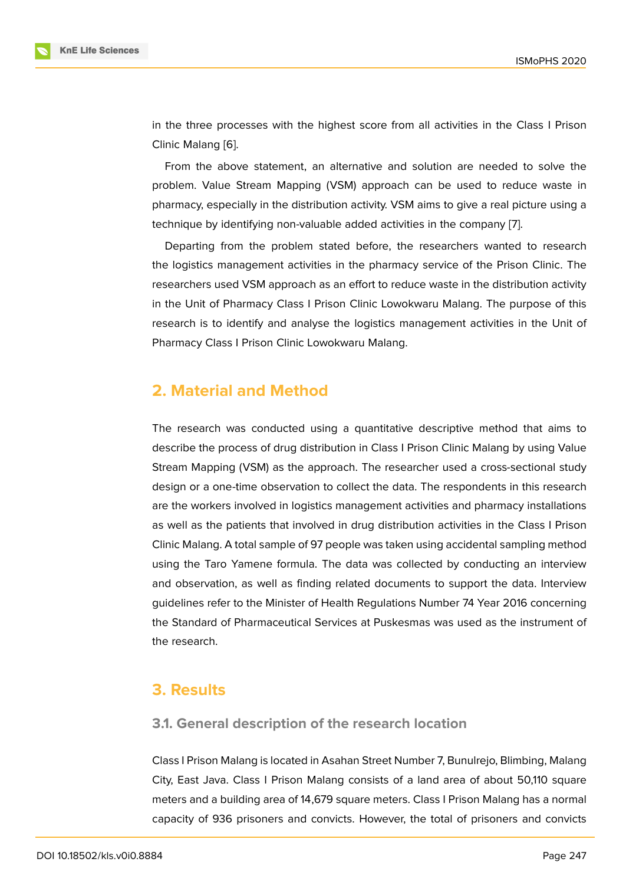in the three processes with the highest score from all activities in the Class I Prison Clinic Malang [6].

From the above statement, an alternative and solution are needed to solve the problem. Value Stream Mapping (VSM) approach can be used to reduce waste in pharmacy, especially in the distribution activity. VSM aims to give a real picture using a technique by identifying non-valuable added activities in the company [7].

Departing from the problem stated before, the researchers wanted to research the logistics management activities in the pharmacy service of the Prison Clinic. The researchers used VSM approach as an effort to reduce waste in the distribution activity in the Unit of Pharmacy Class I Prison Clinic Lowokwaru Malang. The purpose of this research is to identify and analyse the logistics management activities in the Unit of Pharmacy Class I Prison Clinic Lowokwaru Malang.

## 2. Material and Method

The research was conducted using a quantitative descriptive method that aims to describe the process of drug distribution in Class I Prison Clinic Malang by using Value Stream Mapping (VSM) as the approach. The researcher used a cross-sectional study design or a one-time observation to collect the data. The respondents in this research are the workers involved in logistics management activities and pharmacy installations as well as the patients that involved in drug distribution activities in the Class I Prison Clinic Malang. A total sample of 97 people was taken using accidental sampling method using the Taro Yamene formula. The data was collected by conducting an interview and observation, as well as finding related documents to support the data. Interview guidelines refer to the Minister of Health Regulations Number 74 Year 2016 concerning the Standard of Pharmaceutical Services at Puskesmas was used as the instrument of the research.

## 3. Results

### 3.1. General description of the research location

Class I Prison Malang is located in Asahan Street Number 7, Bunulrejo, Blimbing, Malang City, East Java. Class I Prison Malang consists of a land area of about 50,110 square meters and a building area of 14,679 square meters. Class I Prison Malang has a normal capacity of 936 prisoners and convicts. However, the total of prisoners and convicts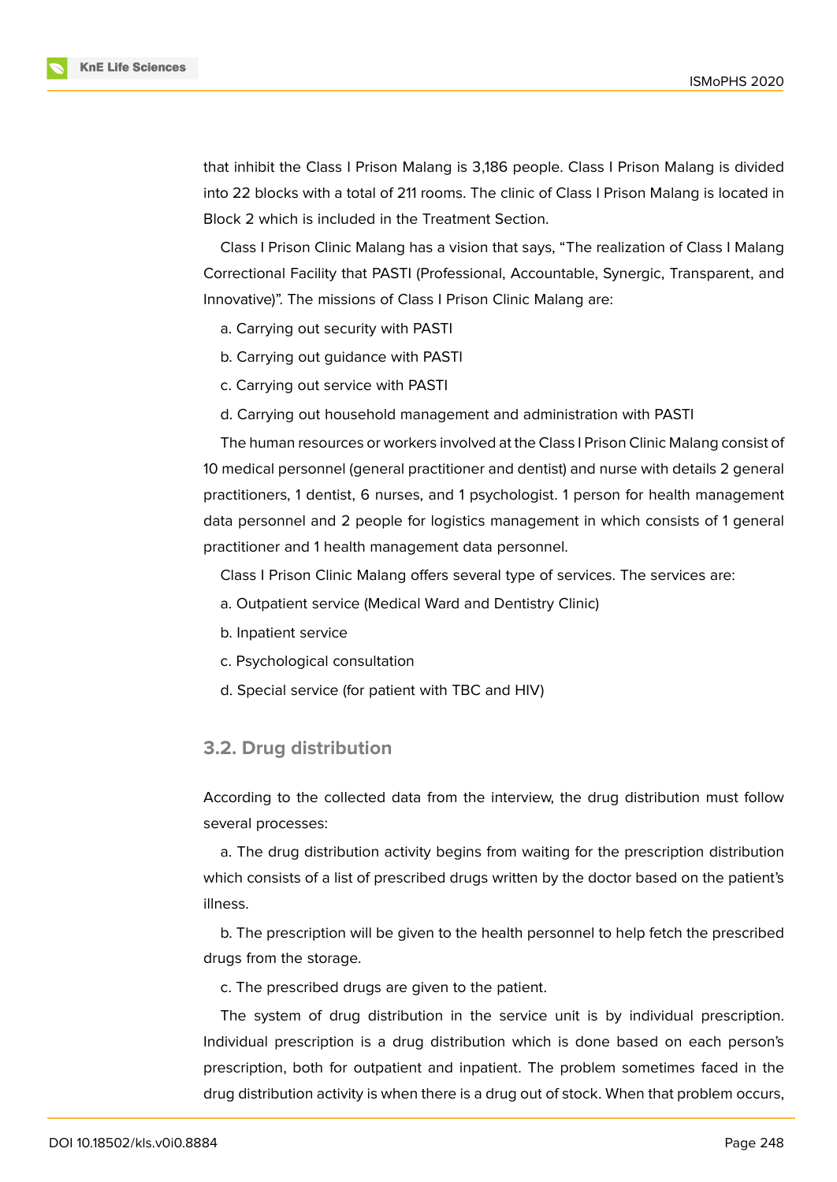that inhibit the Class I Prison Malang is 3,186 people. Class I Prison Malang is divided into 22 blocks with a total of 211 rooms. The clinic of Class I Prison Malang is located in Block 2 which is included in the Treatment Section.

Class I Prison Clinic Malang has a vision that says, “The realization of Class I Malang Correctional Facility that PASTI (Professional, Accountable, Synergic, Transparent, and Innovative)”. The missions of Class I Prison Clinic Malang are:

a. Carrying out security with PASTI

b. Carrying out guidance with PASTI

c. Carrying out service with PASTI

d. Carrying out household management and administration with PASTI

The human resources or workers involved at the Class I Prison Clinic Malang consist of 10 medical personnel (general practitioner and dentist) and nurse with details 2 general practitioners, 1 dentist, 6 nurses, and 1 psychologist. 1 person for health management data personnel and 2 people for logistics management in which consists of 1 general practitioner and 1 health management data personnel.

Class I Prison Clinic Malang offers several type of services. The services are:

a. Outpatient service (Medical Ward and Dentistry Clinic)

b. Inpatient service

c. Psychological consultation

d. Special service (for patient with TBC and HIV)

## 3.2. Drug distribution

According to the collected data from the interview, the drug distribution must follow several processes:

a. The drug distribution activity begins from waiting for the prescription distribution which consists of a list of prescribed drugs written by the doctor based on the patient's illness.

b. The prescription will be given to the health personnel to help fetch the prescribed drugs from the storage.

c. The prescribed drugs are given to the patient.

The system of drug distribution in the service unit is by individual prescription. Individual prescription is a drug distribution which is done based on each person's prescription, both for outpatient and inpatient. The problem sometimes faced in the drug distribution activity is when there is a drug out of stock. When that problem occurs,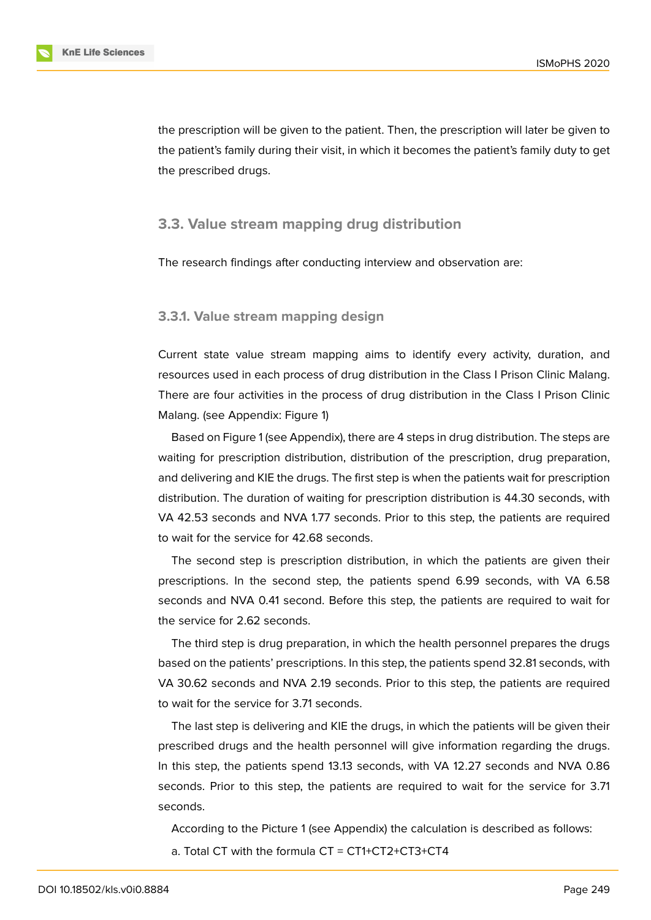the prescription will be given to the patient. Then, the prescription will later be given to the patient's family during their visit, in which it becomes the patient's family duty to get the prescribed drugs.

## 3.3. Value stream mapping drug distribution

The research findings after conducting interview and observation are:

### 3.3.1. Value stream mapping design

Current state value stream mapping aims to identify every activity, duration, and resources used in each process of drug distribution in the Class I Prison Clinic Malang. There are four activities in the process of drug distribution in the Class I Prison Clinic Malang. (see Appendix: Figure 1)

Based on Figure 1 (see Appendix), there are 4 steps in drug distribution. The steps are waiting for prescription distribution, distribution of the prescription, drug preparation, and delivering and KIE the drugs. The first step is when the patients wait for prescription distribution. The duration of waiting for prescription distribution is 44.30 seconds, with VA 42.53 seconds and NVA 1.77 seconds. Prior to this step, the patients are required to wait for the service for 42.68 seconds.

The second step is prescription distribution, in which the patients are given their prescriptions. In the second step, the patients spend 6.99 seconds, with VA 6.58 seconds and NVA 0.41 second. Before this step, the patients are required to wait for the service for 2.62 seconds.

The third step is drug preparation, in which the health personnel prepares the drugs based on the patients' prescriptions. In this step, the patients spend 32.81 seconds, with VA 30.62 seconds and NVA 2.19 seconds. Prior to this step, the patients are required to wait for the service for 3.71 seconds.

The last step is delivering and KIE the drugs, in which the patients will be given their prescribed drugs and the health personnel will give information regarding the drugs. In this step, the patients spend 13.13 seconds, with VA 12.27 seconds and NVA 0.86 seconds. Prior to this step, the patients are required to wait for the service for 3.71 seconds.

According to the Picture 1 (see Appendix) the calculation is described as follows:

a. Total CT with the formula CT = CT1+CT2+CT3+CT4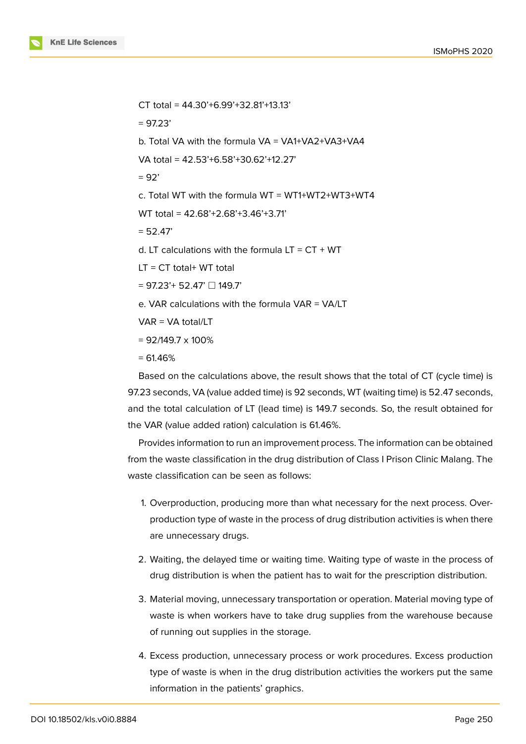CT total = 44.30'+6.99'+32.81'+13.13'

= 97.23'

b. Total VA with the formula VA = VA1+VA2+VA3+VA4

VA total = 42.53'+6.58'+30.62'+12.27'

= 92'

c. Total WT with the formula WT = WT1+WT2+WT3+WT4

WT total = 42.68'+2.68'+3.46'+3.71'

= 52.47'

d. LT calculations with the formula LT = CT + WT

LT = CT total+ WT total

= 97.23'+ 52.47' ☐ 149.7'

e. VAR calculations with the formula VAR = VA/LT

VAR = VA total/LT

= 92/149.7 x 100%

= 61.46%

Based on the calculations above, the result shows that the total of CT (cycle time) is 97.23 seconds, VA (value added time) is 92 seconds, WT (waiting time) is 52.47 seconds, and the total calculation of LT (lead time) is 149.7 seconds. So, the result obtained for the VAR (value added ration) calculation is 61.46%.

Provides information to run an improvement process. The information can be obtained from the waste classification in the drug distribution of Class I Prison Clinic Malang. The waste classification can be seen as follows:

1. Overproduction, producing more than what necessary for the next process. Overproduction type of waste in the process of drug distribution activities is when there are unnecessary drugs.
2. Waiting, the delayed time or waiting time. Waiting type of waste in the process of drug distribution is when the patient has to wait for the prescription distribution.
3. Material moving, unnecessary transportation or operation. Material moving type of waste is when workers have to take drug supplies from the warehouse because of running out supplies in the storage.
4. Excess production, unnecessary process or work procedures. Excess production type of waste is when in the drug distribution activities the workers put the same information in the patients' graphics.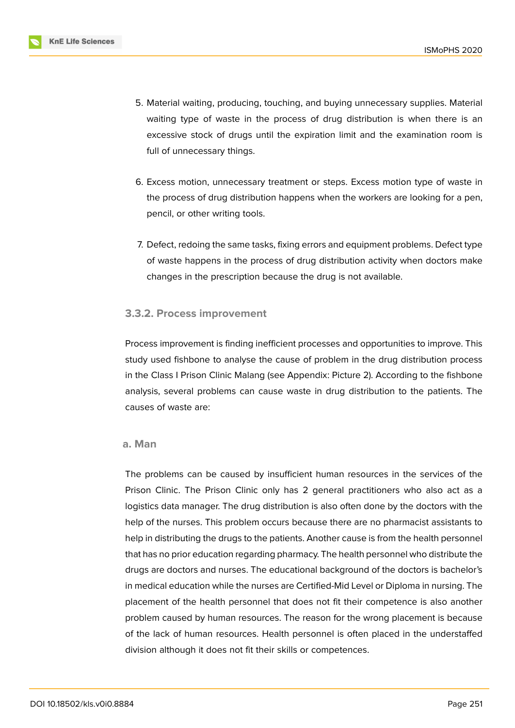5. Material waiting, producing, touching, and buying unnecessary supplies. Material waiting type of waste in the process of drug distribution is when there is an excessive stock of drugs until the expiration limit and the examination room is full of unnecessary things.

6. Excess motion, unnecessary treatment or steps. Excess motion type of waste in the process of drug distribution happens when the workers are looking for a pen, pencil, or other writing tools.

7. Defect, redoing the same tasks, fixing errors and equipment problems. Defect type of waste happens in the process of drug distribution activity when doctors make changes in the prescription because the drug is not available.

#### 3.3.2. Process improvement

Process improvement is finding inefficient processes and opportunities to improve. This study used fishbone to analyse the cause of problem in the drug distribution process in the Class I Prison Clinic Malang (see Appendix: Picture 2). According to the fishbone analysis, several problems can cause waste in drug distribution to the patients. The causes of waste are:

##### a. Man

The problems can be caused by insufficient human resources in the services of the Prison Clinic. The Prison Clinic only has 2 general practitioners who also act as a logistics data manager. The drug distribution is also often done by the doctors with the help of the nurses. This problem occurs because there are no pharmacist assistants to help in distributing the drugs to the patients. Another cause is from the health personnel that has no prior education regarding pharmacy. The health personnel who distribute the drugs are doctors and nurses. The educational background of the doctors is bachelor's in medical education while the nurses are Certified-Mid Level or Diploma in nursing. The placement of the health personnel that does not fit their competence is also another problem caused by human resources. The reason for the wrong placement is because of the lack of human resources. Health personnel is often placed in the understaffed division although it does not fit their skills or competences.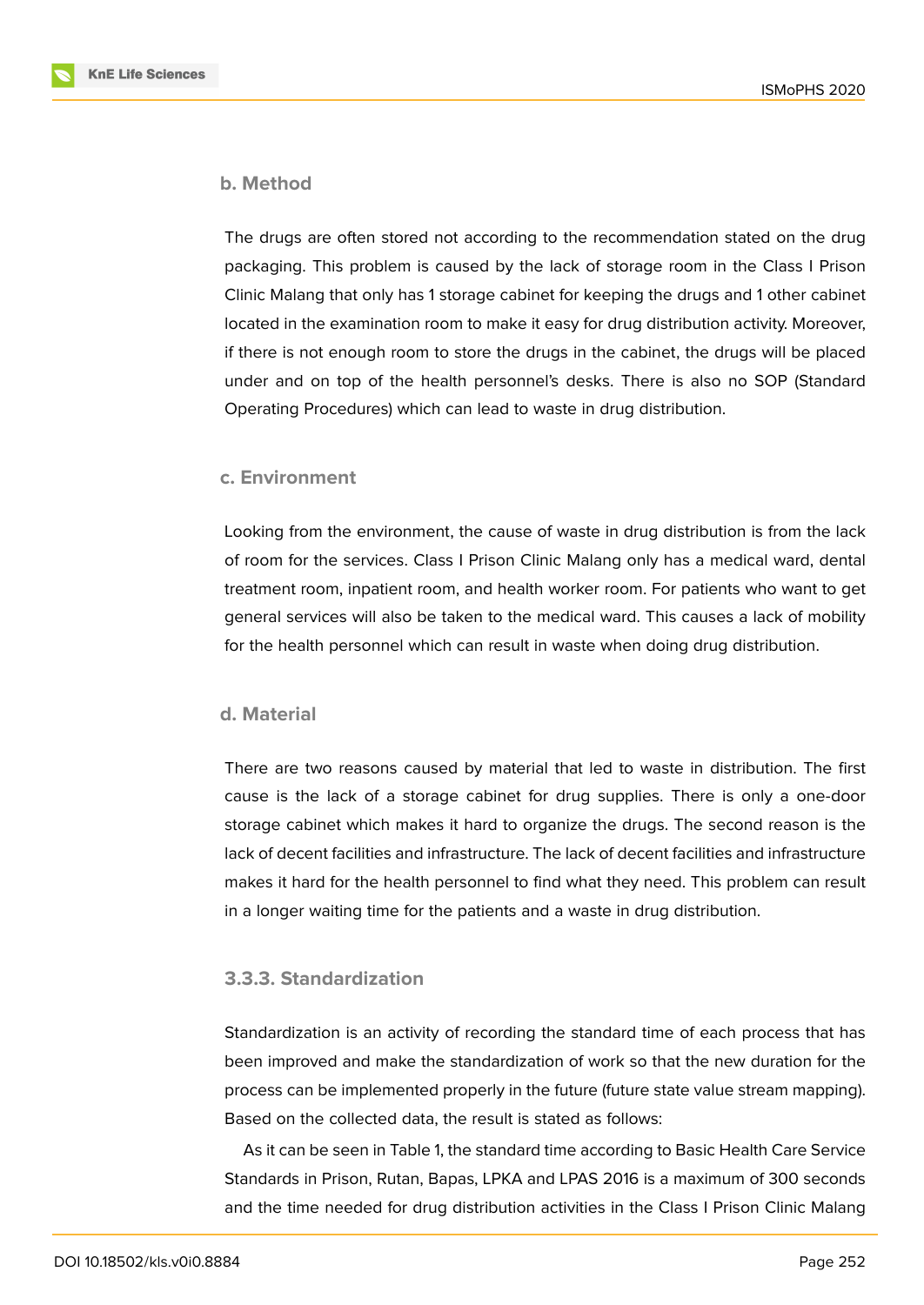#### b. Method

The drugs are often stored not according to the recommendation stated on the drug packaging. This problem is caused by the lack of storage room in the Class I Prison Clinic Malang that only has 1 storage cabinet for keeping the drugs and 1 other cabinet located in the examination room to make it easy for drug distribution activity. Moreover, if there is not enough room to store the drugs in the cabinet, the drugs will be placed under and on top of the health personnel's desks. There is also no SOP (Standard Operating Procedures) which can lead to waste in drug distribution.

#### c. Environment

Looking from the environment, the cause of waste in drug distribution is from the lack of room for the services. Class I Prison Clinic Malang only has a medical ward, dental treatment room, inpatient room, and health worker room. For patients who want to get general services will also be taken to the medical ward. This causes a lack of mobility for the health personnel which can result in waste when doing drug distribution.

#### d. Material

There are two reasons caused by material that led to waste in distribution. The first cause is the lack of a storage cabinet for drug supplies. There is only a one-door storage cabinet which makes it hard to organize the drugs. The second reason is the lack of decent facilities and infrastructure. The lack of decent facilities and infrastructure makes it hard for the health personnel to find what they need. This problem can result in a longer waiting time for the patients and a waste in drug distribution.

### 3.3.3. Standardization

Standardization is an activity of recording the standard time of each process that has been improved and make the standardization of work so that the new duration for the process can be implemented properly in the future (future state value stream mapping). Based on the collected data, the result is stated as follows:

As it can be seen in Table 1, the standard time according to Basic Health Care Service Standards in Prison, Rutan, Bapas, LPKA and LPAS 2016 is a maximum of 300 seconds and the time needed for drug distribution activities in the Class I Prison Clinic Malang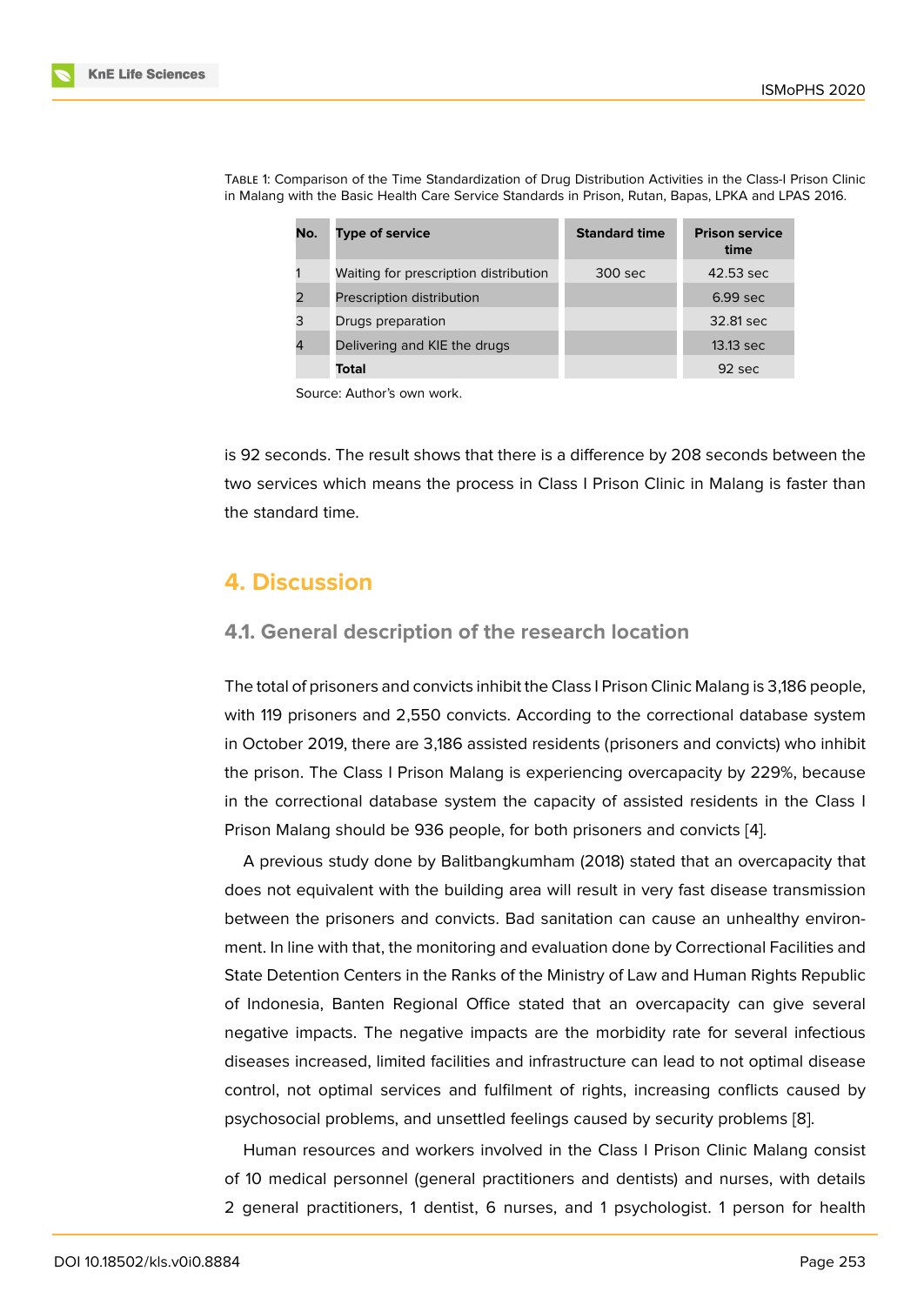Table 1: Comparison of the Time Standardization of Drug Distribution Activities in the Class-I Prison Clinic in Malang with the Basic Health Care Service Standards in Prison, Rutan, Bapas, LPKA and LPAS 2016.

| No. | Type of service | Standard time | Prison service time |
|---|---|---|---|
| 1 | Waiting for prescription distribution | 300 sec | 42.53 sec |
| 2 | Prescription distribution | | 6.99 sec |
| 3 | Drugs preparation | | 32.81 sec |
| 4 | Delivering and KIE the drugs | | 13.13 sec |
| | **Total** | | 92 sec |

Source: Author's own work.

is 92 seconds. The result shows that there is a difference by 208 seconds between the two services which means the process in Class I Prison Clinic in Malang is faster than the standard time.

# 4. Discussion

## 4.1. General description of the research location

The total of prisoners and convicts inhibit the Class I Prison Clinic Malang is 3,186 people, with 119 prisoners and 2,550 convicts. According to the correctional database system in October 2019, there are 3,186 assisted residents (prisoners and convicts) who inhibit the prison. The Class I Prison Malang is experiencing overcapacity by 229%, because in the correctional database system the capacity of assisted residents in the Class I Prison Malang should be 936 people, for both prisoners and convicts [4].

A previous study done by Balitbangkumham (2018) stated that an overcapacity that does not equivalent with the building area will result in very fast disease transmission between the prisoners and convicts. Bad sanitation can cause an unhealthy environment. In line with that, the monitoring and evaluation done by Correctional Facilities and State Detention Centers in the Ranks of the Ministry of Law and Human Rights Republic of Indonesia, Banten Regional Office stated that an overcapacity can give several negative impacts. The negative impacts are the morbidity rate for several infectious diseases increased, limited facilities and infrastructure can lead to not optimal disease control, not optimal services and fulfilment of rights, increasing conflicts caused by psychosocial problems, and unsettled feelings caused by security problems [8].

Human resources and workers involved in the Class I Prison Clinic Malang consist of 10 medical personnel (general practitioners and dentists) and nurses, with details 2 general practitioners, 1 dentist, 6 nurses, and 1 psychologist. 1 person for health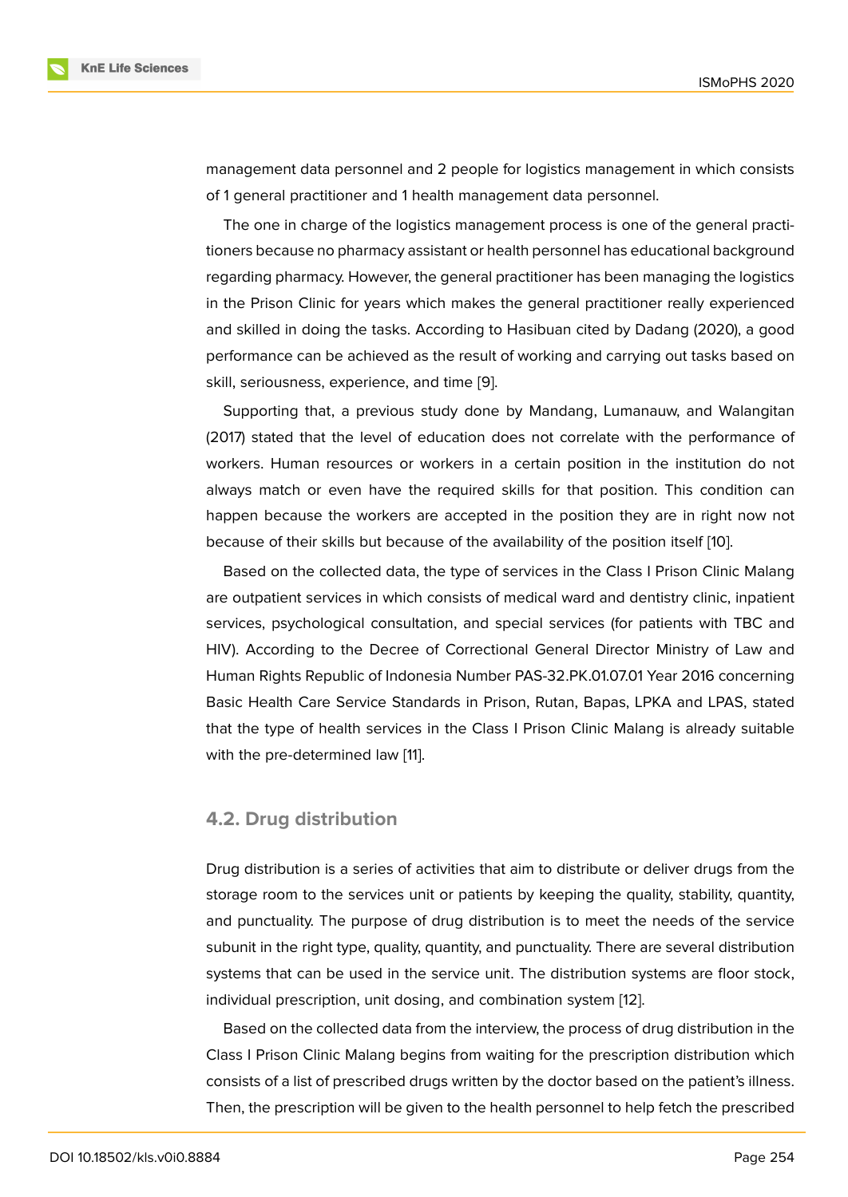management data personnel and 2 people for logistics management in which consists of 1 general practitioner and 1 health management data personnel.

The one in charge of the logistics management process is one of the general practitioners because no pharmacy assistant or health personnel has educational background regarding pharmacy. However, the general practitioner has been managing the logistics in the Prison Clinic for years which makes the general practitioner really experienced and skilled in doing the tasks. According to Hasibuan cited by Dadang (2020), a good performance can be achieved as the result of working and carrying out tasks based on skill, seriousness, experience, and time [9].

Supporting that, a previous study done by Mandang, Lumanauw, and Walangitan (2017) stated that the level of education does not correlate with the performance of workers. Human resources or workers in a certain position in the institution do not always match or even have the required skills for that position. This condition can happen because the workers are accepted in the position they are in right now not because of their skills but because of the availability of the position itself [10].

Based on the collected data, the type of services in the Class I Prison Clinic Malang are outpatient services in which consists of medical ward and dentistry clinic, inpatient services, psychological consultation, and special services (for patients with TBC and HIV). According to the Decree of Correctional General Director Ministry of Law and Human Rights Republic of Indonesia Number PAS-32.PK.01.07.01 Year 2016 concerning Basic Health Care Service Standards in Prison, Rutan, Bapas, LPKA and LPAS, stated that the type of health services in the Class I Prison Clinic Malang is already suitable with the pre-determined law [11].

## 4.2. Drug distribution

Drug distribution is a series of activities that aim to distribute or deliver drugs from the storage room to the services unit or patients by keeping the quality, stability, quantity, and punctuality. The purpose of drug distribution is to meet the needs of the service subunit in the right type, quality, quantity, and punctuality. There are several distribution systems that can be used in the service unit. The distribution systems are floor stock, individual prescription, unit dosing, and combination system [12].

Based on the collected data from the interview, the process of drug distribution in the Class I Prison Clinic Malang begins from waiting for the prescription distribution which consists of a list of prescribed drugs written by the doctor based on the patient's illness. Then, the prescription will be given to the health personnel to help fetch the prescribed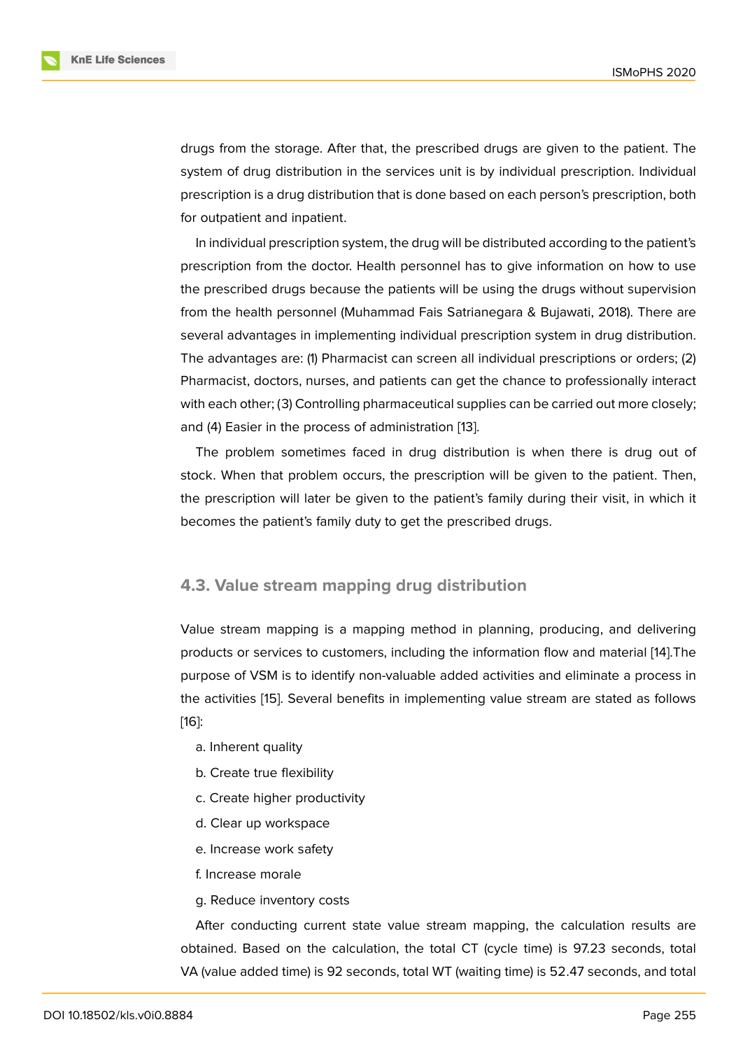drugs from the storage. After that, the prescribed drugs are given to the patient. The system of drug distribution in the services unit is by individual prescription. Individual prescription is a drug distribution that is done based on each person's prescription, both for outpatient and inpatient.

In individual prescription system, the drug will be distributed according to the patient's prescription from the doctor. Health personnel has to give information on how to use the prescribed drugs because the patients will be using the drugs without supervision from the health personnel (Muhammad Fais Satrianegara & Bujawati, 2018). There are several advantages in implementing individual prescription system in drug distribution. The advantages are: (1) Pharmacist can screen all individual prescriptions or orders; (2) Pharmacist, doctors, nurses, and patients can get the chance to professionally interact with each other; (3) Controlling pharmaceutical supplies can be carried out more closely; and (4) Easier in the process of administration [13].

The problem sometimes faced in drug distribution is when there is drug out of stock. When that problem occurs, the prescription will be given to the patient. Then, the prescription will later be given to the patient's family during their visit, in which it becomes the patient's family duty to get the prescribed drugs.

### 4.3. Value stream mapping drug distribution

Value stream mapping is a mapping method in planning, producing, and delivering products or services to customers, including the information flow and material [14].The purpose of VSM is to identify non-valuable added activities and eliminate a process in the activities [15]. Several benefits in implementing value stream are stated as follows [16]:

a. Inherent quality

b. Create true flexibility

c. Create higher productivity

d. Clear up workspace

e. Increase work safety

f. Increase morale

g. Reduce inventory costs

After conducting current state value stream mapping, the calculation results are obtained. Based on the calculation, the total CT (cycle time) is 97.23 seconds, total VA (value added time) is 92 seconds, total WT (waiting time) is 52.47 seconds, and total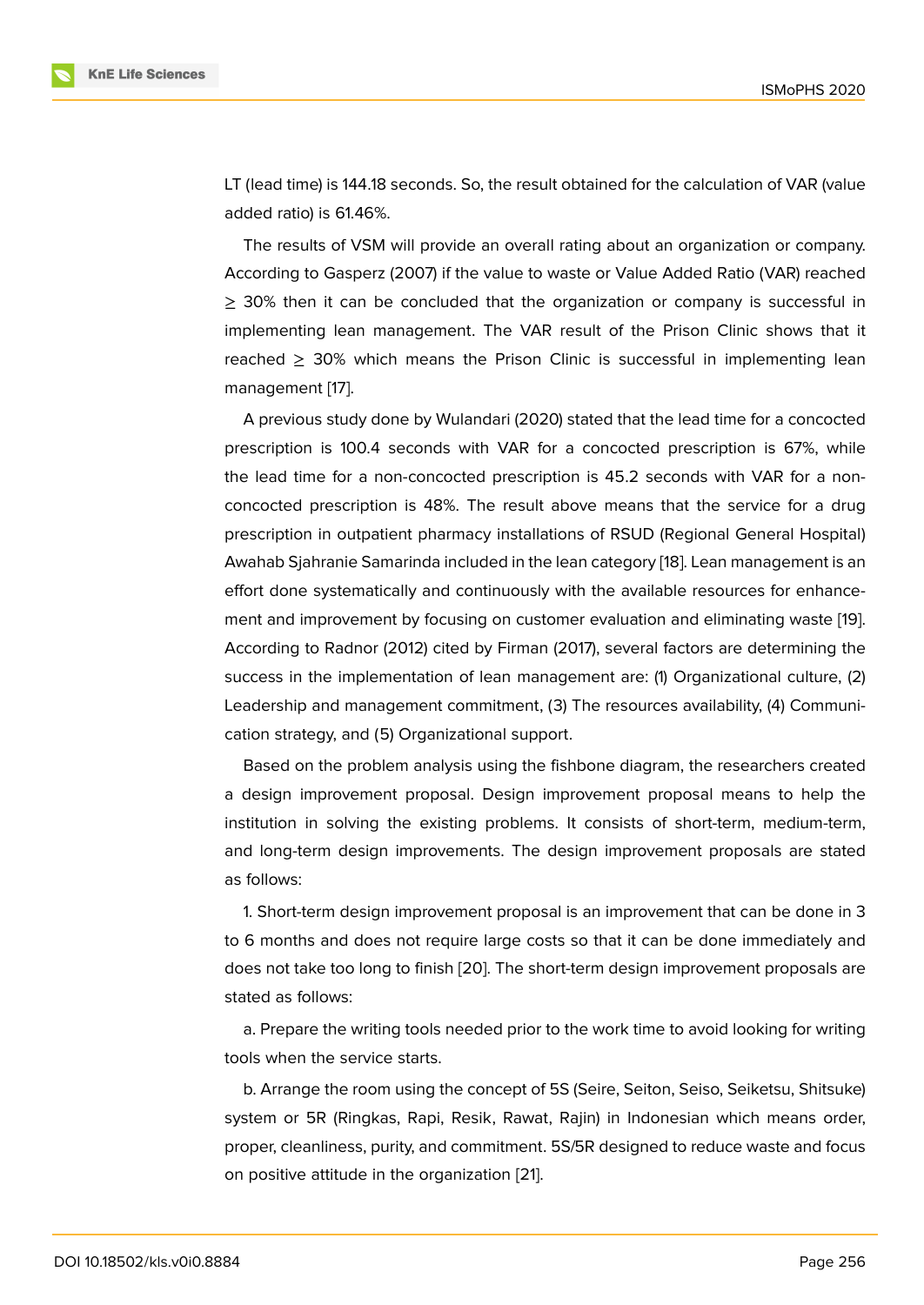LT (lead time) is 144.18 seconds. So, the result obtained for the calculation of VAR (value added ratio) is 61.46%.

The results of VSM will provide an overall rating about an organization or company. According to Gasperz (2007) if the value to waste or Value Added Ratio (VAR) reached $\geq$ 30% then it can be concluded that the organization or company is successful in implementing lean management. The VAR result of the Prison Clinic shows that it reached $\geq$ 30% which means the Prison Clinic is successful in implementing lean management [17].

A previous study done by Wulandari (2020) stated that the lead time for a concocted prescription is 100.4 seconds with VAR for a concocted prescription is 67%, while the lead time for a non-concocted prescription is 45.2 seconds with VAR for a non-concocted prescription is 48%. The result above means that the service for a drug prescription in outpatient pharmacy installations of RSUD (Regional General Hospital) Awahab Sjahranie Samarinda included in the lean category [18]. Lean management is an effort done systematically and continuously with the available resources for enhancement and improvement by focusing on customer evaluation and eliminating waste [19]. According to Radnor (2012) cited by Firman (2017), several factors are determining the success in the implementation of lean management are: (1) Organizational culture, (2) Leadership and management commitment, (3) The resources availability, (4) Communication strategy, and (5) Organizational support.

Based on the problem analysis using the fishbone diagram, the researchers created a design improvement proposal. Design improvement proposal means to help the institution in solving the existing problems. It consists of short-term, medium-term, and long-term design improvements. The design improvement proposals are stated as follows:

1. Short-term design improvement proposal is an improvement that can be done in 3 to 6 months and does not require large costs so that it can be done immediately and does not take too long to finish [20]. The short-term design improvement proposals are stated as follows:

a. Prepare the writing tools needed prior to the work time to avoid looking for writing tools when the service starts.

b. Arrange the room using the concept of 5S (Seire, Seiton, Seiso, Seiketsu, Shitsuke) system or 5R (Ringkas, Rapi, Resik, Rawat, Rajin) in Indonesian which means order, proper, cleanliness, purity, and commitment. 5S/5R designed to reduce waste and focus on positive attitude in the organization [21].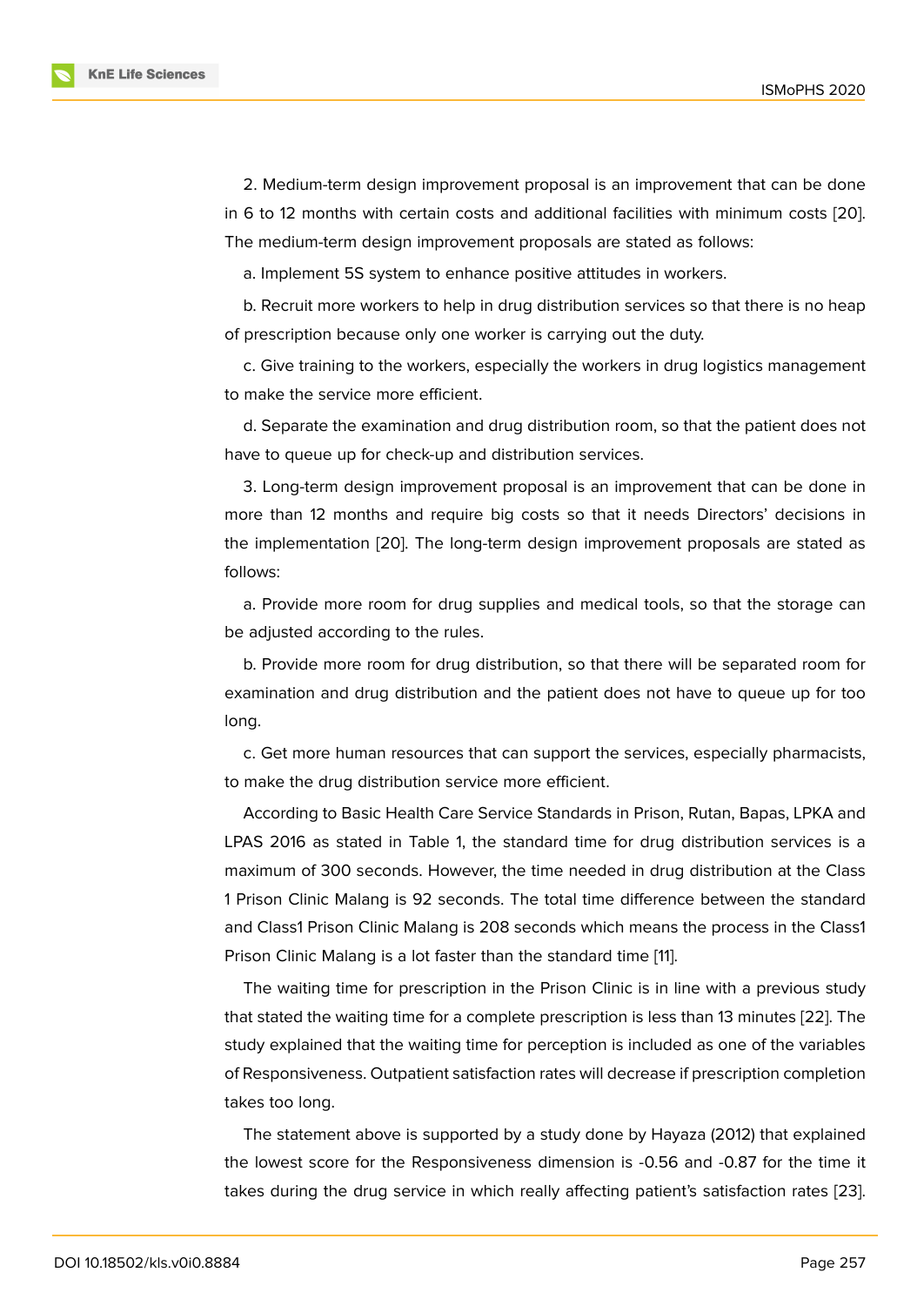2. Medium-term design improvement proposal is an improvement that can be done in 6 to 12 months with certain costs and additional facilities with minimum costs [20]. The medium-term design improvement proposals are stated as follows:

a. Implement 5S system to enhance positive attitudes in workers.

b. Recruit more workers to help in drug distribution services so that there is no heap of prescription because only one worker is carrying out the duty.

c. Give training to the workers, especially the workers in drug logistics management to make the service more efficient.

d. Separate the examination and drug distribution room, so that the patient does not have to queue up for check-up and distribution services.

3. Long-term design improvement proposal is an improvement that can be done in more than 12 months and require big costs so that it needs Directors' decisions in the implementation [20]. The long-term design improvement proposals are stated as follows:

a. Provide more room for drug supplies and medical tools, so that the storage can be adjusted according to the rules.

b. Provide more room for drug distribution, so that there will be separated room for examination and drug distribution and the patient does not have to queue up for too long.

c. Get more human resources that can support the services, especially pharmacists, to make the drug distribution service more efficient.

According to Basic Health Care Service Standards in Prison, Rutan, Bapas, LPKA and LPAS 2016 as stated in Table 1, the standard time for drug distribution services is a maximum of 300 seconds. However, the time needed in drug distribution at the Class 1 Prison Clinic Malang is 92 seconds. The total time difference between the standard and Class1 Prison Clinic Malang is 208 seconds which means the process in the Class1 Prison Clinic Malang is a lot faster than the standard time [11].

The waiting time for prescription in the Prison Clinic is in line with a previous study that stated the waiting time for a complete prescription is less than 13 minutes [22]. The study explained that the waiting time for perception is included as one of the variables of Responsiveness. Outpatient satisfaction rates will decrease if prescription completion takes too long.

The statement above is supported by a study done by Hayaza (2012) that explained the lowest score for the Responsiveness dimension is -0.56 and -0.87 for the time it takes during the drug service in which really affecting patient's satisfaction rates [23].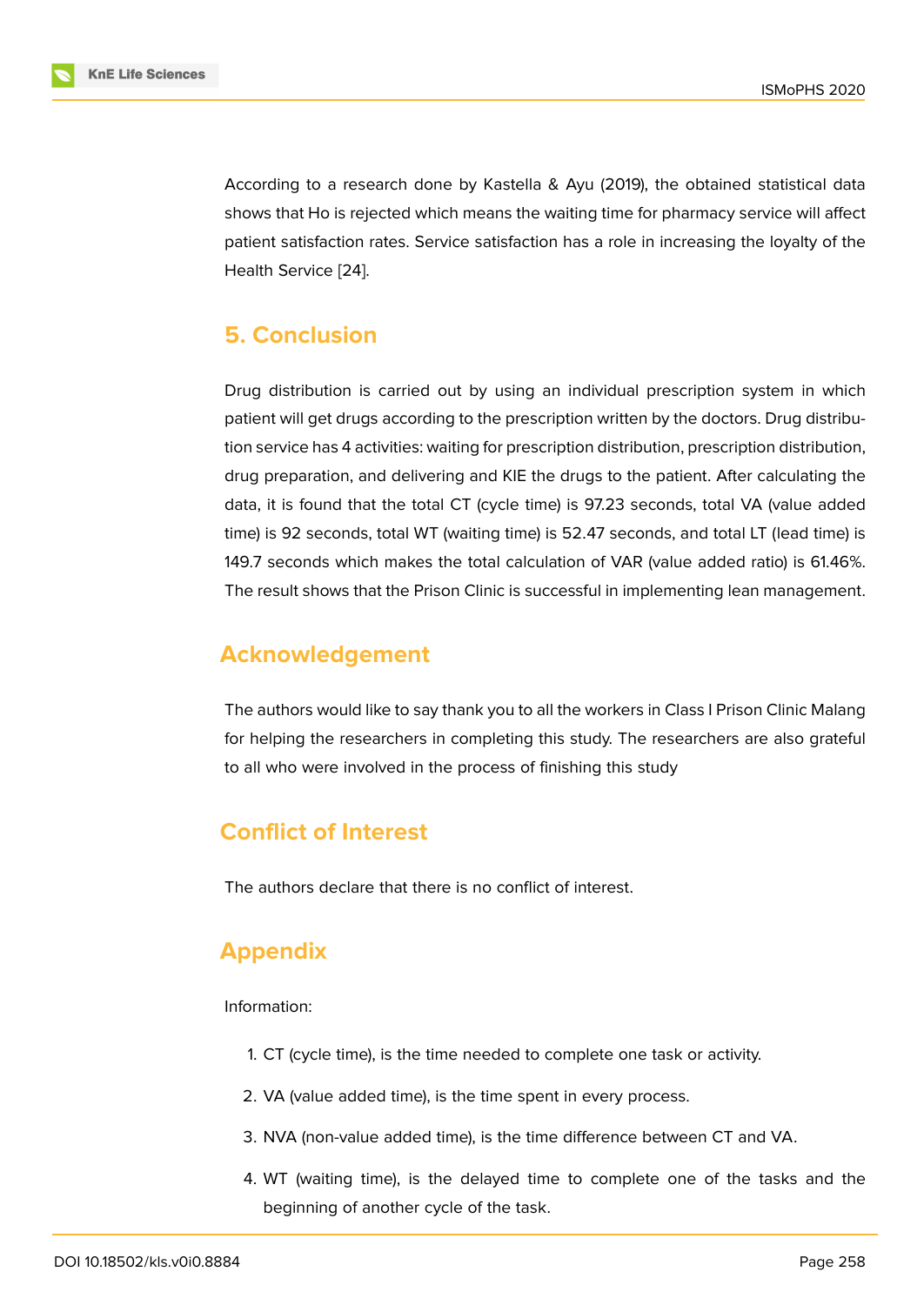According to a research done by Kastella & Ayu (2019), the obtained statistical data shows that Ho is rejected which means the waiting time for pharmacy service will affect patient satisfaction rates. Service satisfaction has a role in increasing the loyalty of the Health Service [24].

## 5. Conclusion

Drug distribution is carried out by using an individual prescription system in which patient will get drugs according to the prescription written by the doctors. Drug distribution service has 4 activities: waiting for prescription distribution, prescription distribution, drug preparation, and delivering and KIE the drugs to the patient. After calculating the data, it is found that the total CT (cycle time) is 97.23 seconds, total VA (value added time) is 92 seconds, total WT (waiting time) is 52.47 seconds, and total LT (lead time) is 149.7 seconds which makes the total calculation of VAR (value added ratio) is 61.46%. The result shows that the Prison Clinic is successful in implementing lean management.

## Acknowledgement

The authors would like to say thank you to all the workers in Class I Prison Clinic Malang for helping the researchers in completing this study. The researchers are also grateful to all who were involved in the process of finishing this study

## Conflict of Interest

The authors declare that there is no conflict of interest.

## Appendix

Information:

1. CT (cycle time), is the time needed to complete one task or activity.
2. VA (value added time), is the time spent in every process.
3. NVA (non-value added time), is the time difference between CT and VA.
4. WT (waiting time), is the delayed time to complete one of the tasks and the beginning of another cycle of the task.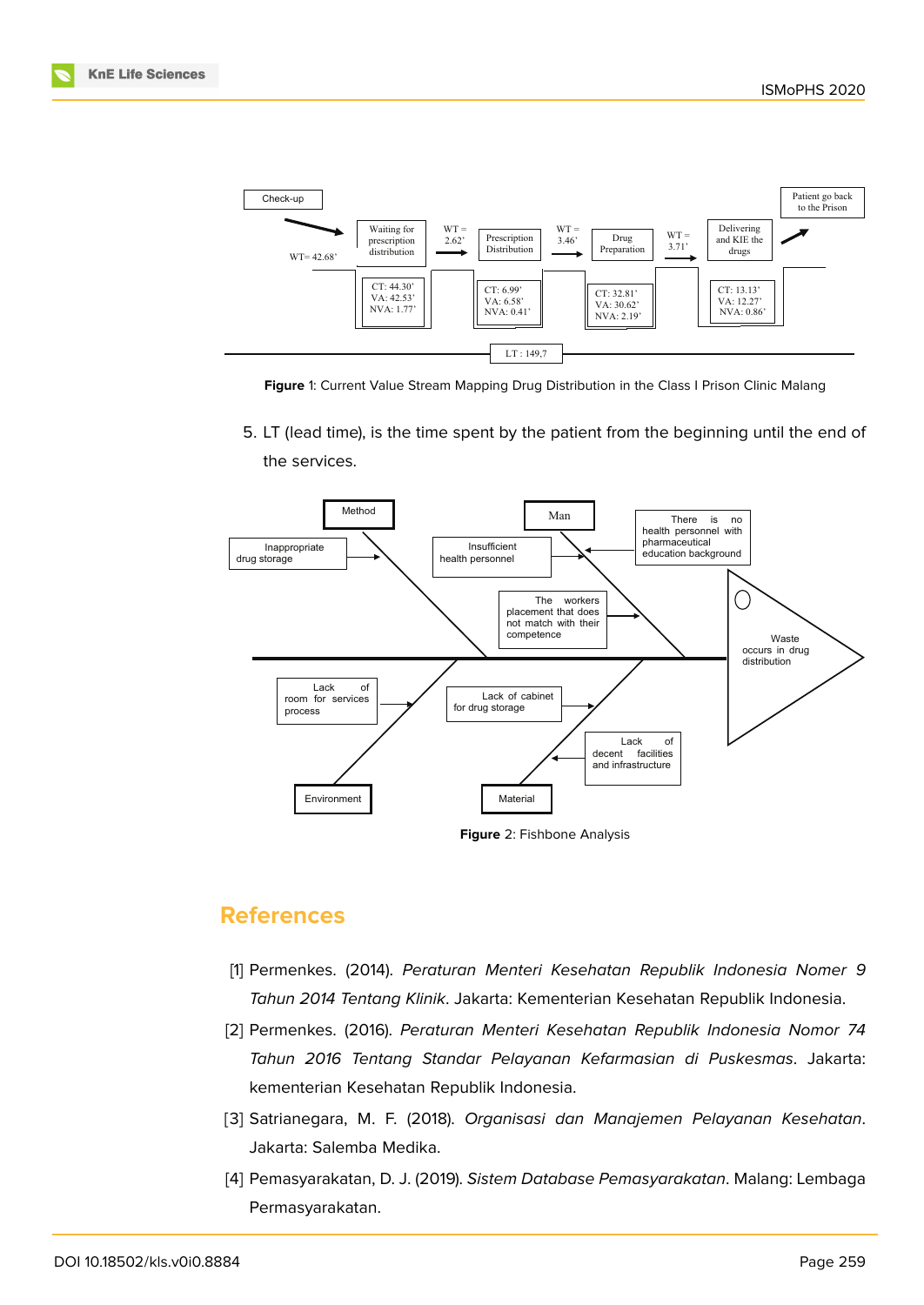Check-up

WT= 42.68'

Waiting for prescription distribution

CT: 44.30'
VA: 42.53'
NVA: 1.77'

WT = 2.62'

Prescription Distribution

CT: 6.99'
VA: 6.58'
NVA: 0.41'

WT = 3.46'

Drug Preparation

CT: 32.81'
VA: 30.62'
NVA: 2.19'

WT = 3.71'

Delivering and KIE the drugs

CT: 13.13'
VA: 12.27'
NVA: 0.86'

Patient go back to the Prison

LT : 149,7

**Figure** 1: Current Value Stream Mapping Drug Distribution in the Class I Prison Clinic Malang

5. LT (lead time), is the time spent by the patient from the beginning until the end of the services.

Method

Inappropriate drug storage

Man

Insufficient health personnel

There is no health personnel with pharmaceutical education background

The workers placement that does not match with their competence

Waste occurs in drug distribution

Lack of room for services process

Lack of cabinet for drug storage

Lack of decent facilities and infrastructure

Environment

Material

**Figure** 2: Fishbone Analysis

## References

[1] Permenkes. (2014). *Peraturan Menteri Kesehatan Republik Indonesia Nomer 9 Tahun 2014 Tentang Klinik*. Jakarta: Kementerian Kesehatan Republik Indonesia.

[2] Permenkes. (2016). *Peraturan Menteri Kesehatan Republik Indonesia Nomor 74 Tahun 2016 Tentang Standar Pelayanan Kefarmasian di Puskesmas*. Jakarta: kementerian Kesehatan Republik Indonesia.

[3] Satrianegara, M. F. (2018). *Organisasi dan Manajemen Pelayanan Kesehatan*. Jakarta: Salemba Medika.

[4] Pemasyarakatan, D. J. (2019). *Sistem Database Pemasyarakatan*. Malang: Lembaga Permasyarakatan.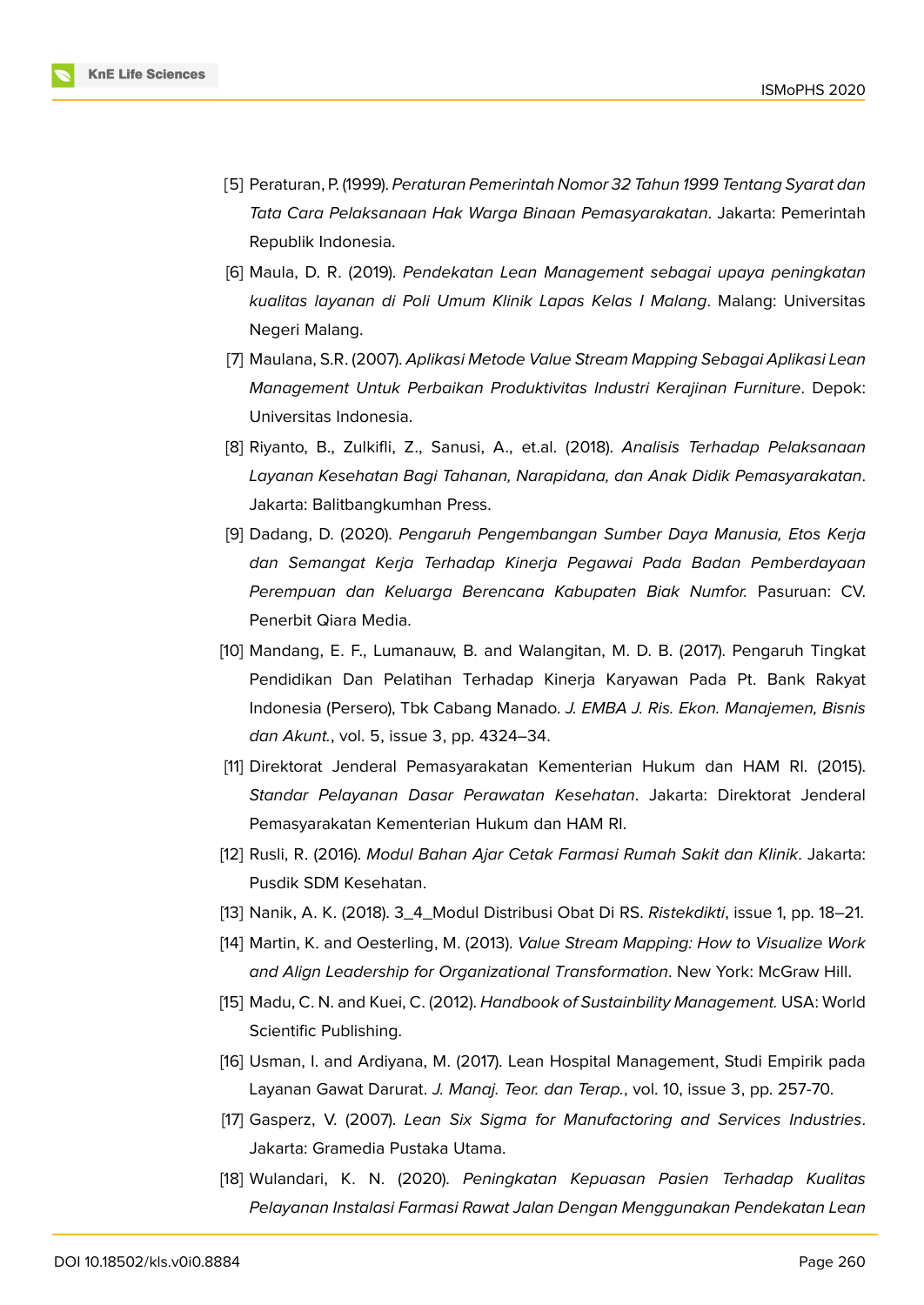[5] Peraturan, P. (1999). *Peraturan Pemerintah Nomor 32 Tahun 1999 Tentang Syarat dan Tata Cara Pelaksanaan Hak Warga Binaan Pemasyarakatan*. Jakarta: Pemerintah Republik Indonesia.

[6] Maula, D. R. (2019). *Pendekatan Lean Management sebagai upaya peningkatan kualitas layanan di Poli Umum Klinik Lapas Kelas I Malang*. Malang: Universitas Negeri Malang.

[7] Maulana, S.R. (2007). *Aplikasi Metode Value Stream Mapping Sebagai Aplikasi Lean Management Untuk Perbaikan Produktivitas Industri Kerajinan Furniture*. Depok: Universitas Indonesia.

[8] Riyanto, B., Zulkifli, Z., Sanusi, A., et.al. (2018). *Analisis Terhadap Pelaksanaan Layanan Kesehatan Bagi Tahanan, Narapidana, dan Anak Didik Pemasyarakatan*. Jakarta: Balitbangkumhan Press.

[9] Dadang, D. (2020). *Pengaruh Pengembangan Sumber Daya Manusia, Etos Kerja dan Semangat Kerja Terhadap Kinerja Pegawai Pada Badan Pemberdayaan Perempuan dan Keluarga Berencana Kabupaten Biak Numfor.* Pasuruan: CV. Penerbit Qiara Media.

[10] Mandang, E. F., Lumanauw, B. and Walangitan, M. D. B. (2017). Pengaruh Tingkat Pendidikan Dan Pelatihan Terhadap Kinerja Karyawan Pada Pt. Bank Rakyat Indonesia (Persero), Tbk Cabang Manado. *J. EMBA J. Ris. Ekon. Manajemen, Bisnis dan Akunt.*, vol. 5, issue 3, pp. 4324–34.

[11] Direktorat Jenderal Pemasyarakatan Kementerian Hukum dan HAM RI. (2015). *Standar Pelayanan Dasar Perawatan Kesehatan*. Jakarta: Direktorat Jenderal Pemasyarakatan Kementerian Hukum dan HAM RI.

[12] Rusli, R. (2016). *Modul Bahan Ajar Cetak Farmasi Rumah Sakit dan Klinik*. Jakarta: Pusdik SDM Kesehatan.

[13] Nanik, A. K. (2018). 3_4_Modul Distribusi Obat Di RS. *Ristekdikti*, issue 1, pp. 18–21.

[14] Martin, K. and Oesterling, M. (2013). *Value Stream Mapping: How to Visualize Work and Align Leadership for Organizational Transformation*. New York: McGraw Hill.

[15] Madu, C. N. and Kuei, C. (2012). *Handbook of Sustainbility Management.* USA: World Scientific Publishing.

[16] Usman, I. and Ardiyana, M. (2017). Lean Hospital Management, Studi Empirik pada Layanan Gawat Darurat. *J. Manaj. Teor. dan Terap.*, vol. 10, issue 3, pp. 257-70.

[17] Gasperz, V. (2007). *Lean Six Sigma for Manufactoring and Services Industries*. Jakarta: Gramedia Pustaka Utama.

[18] Wulandari, K. N. (2020). *Peningkatan Kepuasan Pasien Terhadap Kualitas Pelayanan Instalasi Farmasi Rawat Jalan Dengan Menggunakan Pendekatan Lean*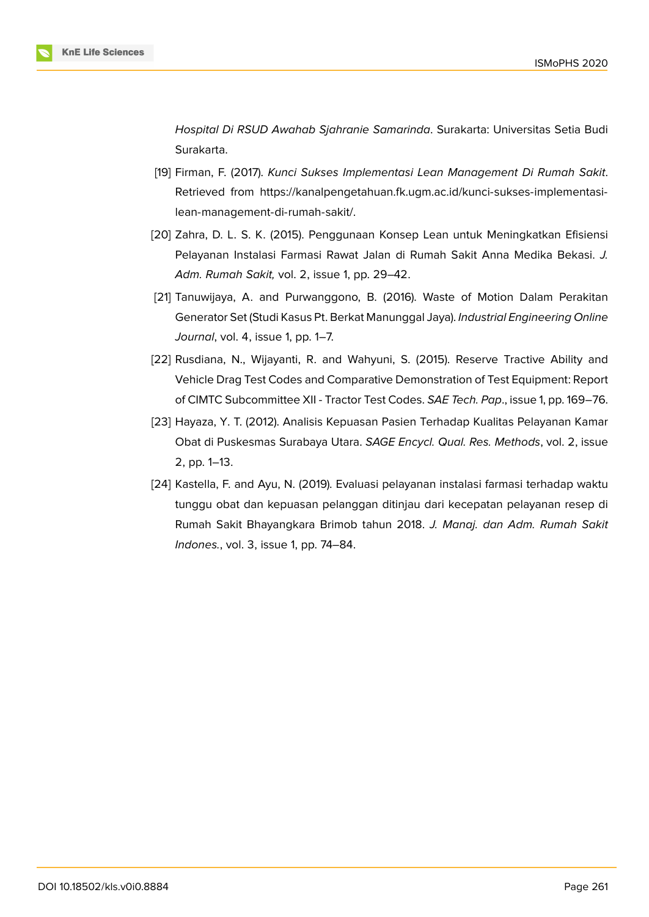*Hospital Di RSUD Awahab Sjahranie Samarinda*. Surakarta: Universitas Setia Budi Surakarta.

[19] Firman, F. (2017). *Kunci Sukses Implementasi Lean Management Di Rumah Sakit*. Retrieved from https://kanalpengetahuan.fk.ugm.ac.id/kunci-sukses-implementasi-lean-management-di-rumah-sakit/.

[20] Zahra, D. L. S. K. (2015). Penggunaan Konsep Lean untuk Meningkatkan Efisiensi Pelayanan Instalasi Farmasi Rawat Jalan di Rumah Sakit Anna Medika Bekasi. *J. Adm. Rumah Sakit,* vol. 2, issue 1, pp. 29–42.

[21] Tanuwijaya, A. and Purwanggono, B. (2016). Waste of Motion Dalam Perakitan Generator Set (Studi Kasus Pt. Berkat Manunggal Jaya). *Industrial Engineering Online Journal*, vol. 4, issue 1, pp. 1–7.

[22] Rusdiana, N., Wijayanti, R. and Wahyuni, S. (2015). Reserve Tractive Ability and Vehicle Drag Test Codes and Comparative Demonstration of Test Equipment: Report of CIMTC Subcommittee XII - Tractor Test Codes. *SAE Tech. Pap*., issue 1, pp. 169–76.

[23] Hayaza, Y. T. (2012). Analisis Kepuasan Pasien Terhadap Kualitas Pelayanan Kamar Obat di Puskesmas Surabaya Utara. *SAGE Encycl. Qual. Res. Methods*, vol. 2, issue 2, pp. 1–13.

[24] Kastella, F. and Ayu, N. (2019). Evaluasi pelayanan instalasi farmasi terhadap waktu tunggu obat dan kepuasan pelanggan ditinjau dari kecepatan pelayanan resep di Rumah Sakit Bhayangkara Brimob tahun 2018. *J. Manaj. dan Adm. Rumah Sakit Indones.*, vol. 3, issue 1, pp. 74–84.